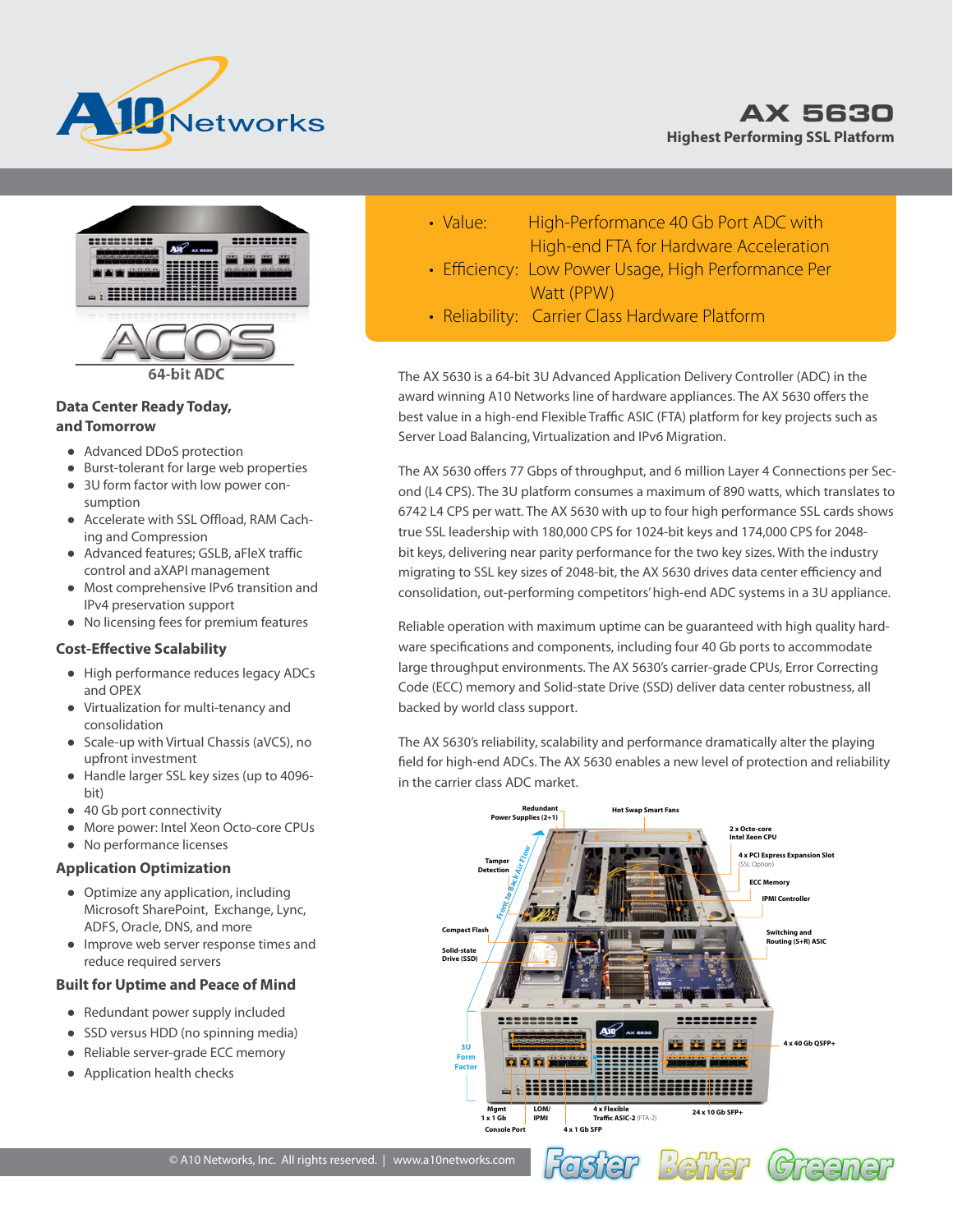# AX 5630

**Highest Performing SSL Platform**

- Value: High-Performance 40 Gb Port ADC with High-end FTA for Hardware Acceleration
- Efficiency: Low Power Usage, High Performance Per Watt (PPW)
- Reliability: Carrier Class Hardware Platform

64-bit ADC

### Data Center Ready Today, and Tomorrow

- Advanced DDoS protection
- Burst-tolerant for large web properties
- 3U form factor with low power consumption
- Accelerate with SSL Offload, RAM Caching and Compression
- Advanced features; GSLB, aFleX traffic control and aXAPI management
- Most comprehensive IPv6 transition and IPv4 preservation support
- No licensing fees for premium features

### Cost-Effective Scalability

- High performance reduces legacy ADCs and OPEX
- Virtualization for multi-tenancy and consolidation
- Scale-up with Virtual Chassis (aVCS), no upfront investment
- Handle larger SSL key sizes (up to 4096-bit)
- 40 Gb port connectivity
- More power: Intel Xeon Octo-core CPUs
- No performance licenses

### Application Optimization

- Optimize any application, including Microsoft SharePoint, Exchange, Lync, ADFS, Oracle, DNS, and more
- Improve web server response times and reduce required servers

### Built for Uptime and Peace of Mind

- Redundant power supply included
- SSD versus HDD (no spinning media)
- Reliable server-grade ECC memory
- Application health checks

The AX 5630 is a 64-bit 3U Advanced Application Delivery Controller (ADC) in the award winning A10 Networks line of hardware appliances. The AX 5630 offers the best value in a high-end Flexible Traffic ASIC (FTA) platform for key projects such as Server Load Balancing, Virtualization and IPv6 Migration.

The AX 5630 offers 77 Gbps of throughput, and 6 million Layer 4 Connections per Second (L4 CPS). The 3U platform consumes a maximum of 890 watts, which translates to 6742 L4 CPS per watt. The AX 5630 with up to four high performance SSL cards shows true SSL leadership with 180,000 CPS for 1024-bit keys and 174,000 CPS for 2048-bit keys, delivering near parity performance for the two key sizes. With the industry migrating to SSL key sizes of 2048-bit, the AX 5630 drives data center efficiency and consolidation, out-performing competitors' high-end ADC systems in a 3U appliance.

Reliable operation with maximum uptime can be guaranteed with high quality hardware specifications and components, including four 40 Gb ports to accommodate large throughput environments. The AX 5630's carrier-grade CPUs, Error Correcting Code (ECC) memory and Solid-state Drive (SSD) deliver data center robustness, all backed by world class support.

The AX 5630's reliability, scalability and performance dramatically alter the playing field for high-end ADCs. The AX 5630 enables a new level of protection and reliability in the carrier class ADC market.

Redundant Power Supplies (2+1) · Hot Swap Smart Fans · 2 x Octo-core Intel Xeon CPU · 4 x PCI Express Expansion Slot (SSL Option) · ECC Memory · IPMI Controller · Switching and Routing (S+R) ASIC · 4 x 40 Gb QSFP+ · 24 x 10 Gb SFP+ · 4 x Flexible Traffic ASIC-2 (FTA-2) · 4 x 1 Gb SFP · LOM/IPMI · Mgmt 1 x 1 Gb · Console Port · 3U Form Factor · Solid-state Drive (SSD) · Compact Flash · Tamper Detection · Front to Back Air Flow

© A10 Networks, Inc. All rights reserved. | www.a10networks.com

Faster Better Greener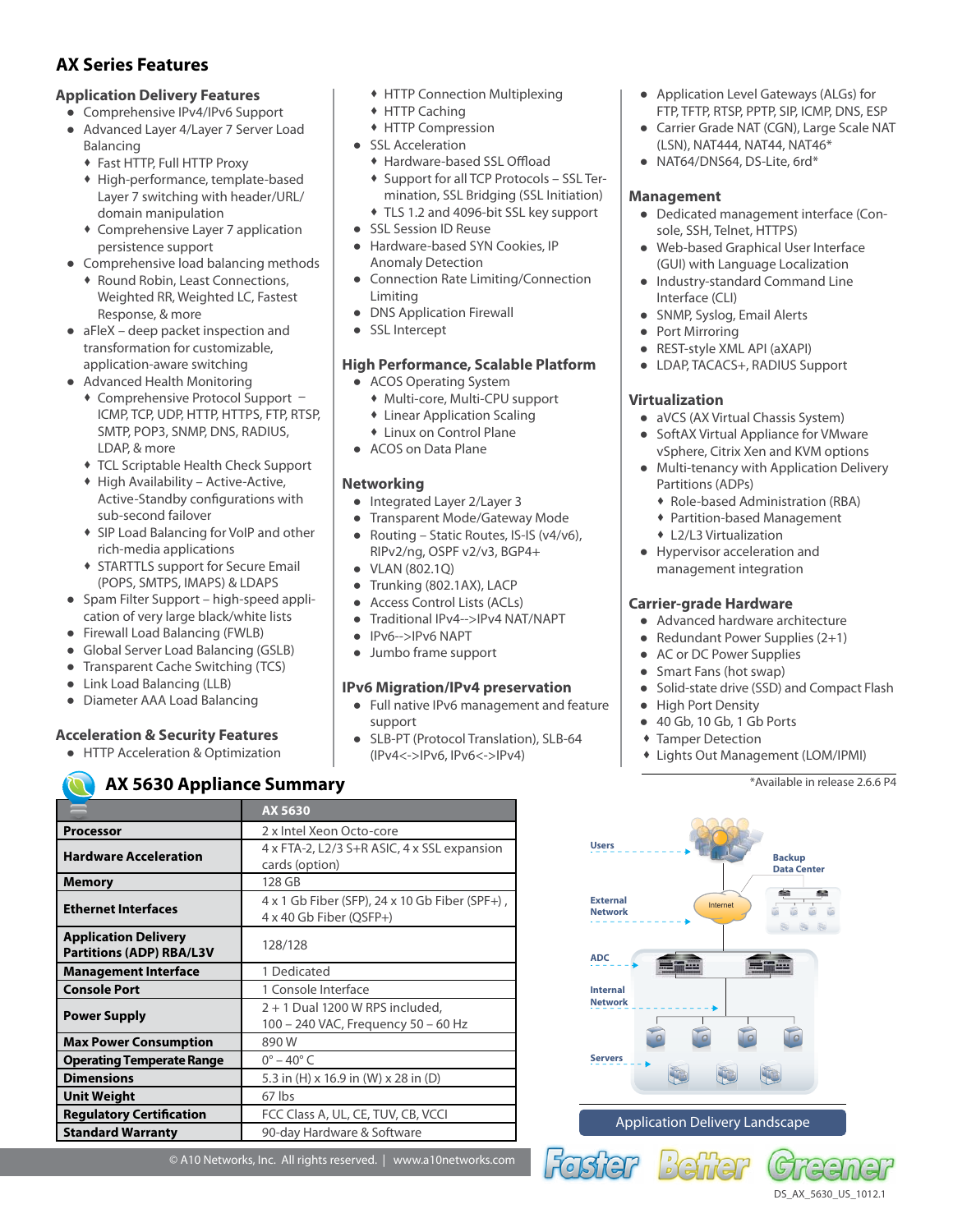## AX Series Features

### Application Delivery Features

- Comprehensive IPv4/IPv6 Support
- Advanced Layer 4/Layer 7 Server Load Balancing
  - Fast HTTP, Full HTTP Proxy
  - High-performance, template-based Layer 7 switching with header/URL/domain manipulation
  - Comprehensive Layer 7 application persistence support
- Comprehensive load balancing methods
  - Round Robin, Least Connections, Weighted RR, Weighted LC, Fastest Response, & more
- aFleX – deep packet inspection and transformation for customizable, application-aware switching
- Advanced Health Monitoring
  - Comprehensive Protocol Support – ICMP, TCP, UDP, HTTP, HTTPS, FTP, RTSP, SMTP, POP3, SNMP, DNS, RADIUS, LDAP, & more
  - TCL Scriptable Health Check Support
  - High Availability – Active-Active, Active-Standby configurations with sub-second failover
  - SIP Load Balancing for VoIP and other rich-media applications
  - STARTTLS support for Secure Email (POPS, SMTPS, IMAPS) & LDAPS
- Spam Filter Support – high-speed application of very large black/white lists
- Firewall Load Balancing (FWLB)
- Global Server Load Balancing (GSLB)
- Transparent Cache Switching (TCS)
- Link Load Balancing (LLB)
- Diameter AAA Load Balancing

### Acceleration & Security Features

- HTTP Acceleration & Optimization
  - HTTP Connection Multiplexing
  - HTTP Caching
  - HTTP Compression
- SSL Acceleration
  - Hardware-based SSL Offload
  - Support for all TCP Protocols – SSL Termination, SSL Bridging (SSL Initiation)
  - TLS 1.2 and 4096-bit SSL key support
- SSL Session ID Reuse
- Hardware-based SYN Cookies, IP Anomaly Detection
- Connection Rate Limiting/Connection Limiting
- DNS Application Firewall
- SSL Intercept

### High Performance, Scalable Platform

- ACOS Operating System
  - Multi-core, Multi-CPU support
  - Linear Application Scaling
  - Linux on Control Plane
- ACOS on Data Plane

### Networking

- Integrated Layer 2/Layer 3
- Transparent Mode/Gateway Mode
- Routing – Static Routes, IS-IS (v4/v6), RIPv2/ng, OSPF v2/v3, BGP4+
- VLAN (802.1Q)
- Trunking (802.1AX), LACP
- Access Control Lists (ACLs)
- Traditional IPv4-->IPv4 NAT/NAPT
- IPv6-->IPv6 NAPT
- Jumbo frame support

### IPv6 Migration/IPv4 preservation

- Full native IPv6 management and feature support
- SLB-PT (Protocol Translation), SLB-64 (IPv4<->IPv6, IPv6<->IPv4)
- Application Level Gateways (ALGs) for FTP, TFTP, RTSP, PPTP, SIP, ICMP, DNS, ESP
- Carrier Grade NAT (CGN), Large Scale NAT (LSN), NAT444, NAT44, NAT46*
- NAT64/DNS64, DS-Lite, 6rd*

### Management

- Dedicated management interface (Console, SSH, Telnet, HTTPS)
- Web-based Graphical User Interface (GUI) with Language Localization
- Industry-standard Command Line Interface (CLI)
- SNMP, Syslog, Email Alerts
- Port Mirroring
- REST-style XML API (aXAPI)
- LDAP, TACACS+, RADIUS Support

### Virtualization

- aVCS (AX Virtual Chassis System)
- SoftAX Virtual Appliance for VMware vSphere, Citrix Xen and KVM options
- Multi-tenancy with Application Delivery Partitions (ADPs)
  - Role-based Administration (RBA)
  - Partition-based Management
  - L2/L3 Virtualization
- Hypervisor acceleration and management integration

### Carrier-grade Hardware

- Advanced hardware architecture
- Redundant Power Supplies (2+1)
- AC or DC Power Supplies
- Smart Fans (hot swap)
- Solid-state drive (SSD) and Compact Flash
- High Port Density
- 40 Gb, 10 Gb, 1 Gb Ports
- Tamper Detection
- Lights Out Management (LOM/IPMI)

*Available in release 2.6.6 P4

## AX 5630 Appliance Summary

| | AX 5630 |
|---|---|
| **Processor** | 2 x Intel Xeon Octo-core |
| **Hardware Acceleration** | 4 x FTA-2, L2/3 S+R ASIC, 4 x SSL expansion cards (option) |
| **Memory** | 128 GB |
| **Ethernet Interfaces** | 4 x 1 Gb Fiber (SFP), 24 x 10 Gb Fiber (SPF+), 4 x 40 Gb Fiber (QSFP+) |
| **Application Delivery Partitions (ADP) RBA/L3V** | 128/128 |
| **Management Interface** | 1 Dedicated |
| **Console Port** | 1 Console Interface |
| **Power Supply** | 2 + 1 Dual 1200 W RPS included, 100 – 240 VAC, Frequency 50 – 60 Hz |
| **Max Power Consumption** | 890 W |
| **Operating Temperate Range** | 0° – 40° C |
| **Dimensions** | 5.3 in (H) x 16.9 in (W) x 28 in (D) |
| **Unit Weight** | 67 lbs |
| **Regulatory Certification** | FCC Class A, UL, CE, TUV, CB, VCCI |
| **Standard Warranty** | 90-day Hardware & Software |

Users
Backup Data Center
External Network
Internet
ADC
Internal Network
Servers

Application Delivery Landscape

© A10 Networks, Inc. All rights reserved. | www.a10networks.com

Faster Better Greener

DS_AX_5630_US_1012.1